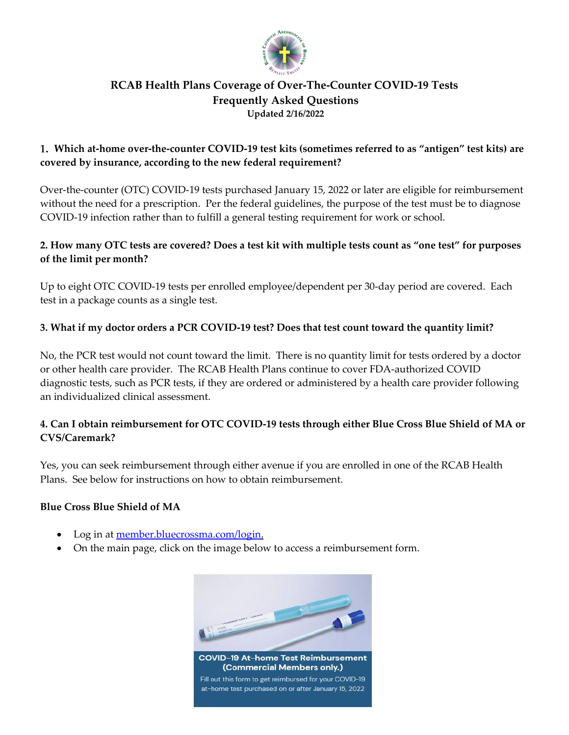# RCAB Health Plans Coverage of Over-The-Counter COVID-19 Tests
## Frequently Asked Questions
**Updated 2/16/2022**

### 1. Which at-home over-the-counter COVID-19 test kits (sometimes referred to as "antigen" test kits) are covered by insurance, according to the new federal requirement?

Over-the-counter (OTC) COVID-19 tests purchased January 15, 2022 or later are eligible for reimbursement without the need for a prescription. Per the federal guidelines, the purpose of the test must be to diagnose COVID-19 infection rather than to fulfill a general testing requirement for work or school.

### 2. How many OTC tests are covered? Does a test kit with multiple tests count as "one test" for purposes of the limit per month?

Up to eight OTC COVID-19 tests per enrolled employee/dependent per 30-day period are covered. Each test in a package counts as a single test.

### 3. What if my doctor orders a PCR COVID-19 test? Does that test count toward the quantity limit?

No, the PCR test would not count toward the limit. There is no quantity limit for tests ordered by a doctor or other health care provider. The RCAB Health Plans continue to cover FDA-authorized COVID diagnostic tests, such as PCR tests, if they are ordered or administered by a health care provider following an individualized clinical assessment.

### 4. Can I obtain reimbursement for OTC COVID-19 tests through either Blue Cross Blue Shield of MA or CVS/Caremark?

Yes, you can seek reimbursement through either avenue if you are enrolled in one of the RCAB Health Plans. See below for instructions on how to obtain reimbursement.

**Blue Cross Blue Shield of MA**

- Log in at member.bluecrossma.com/login.
- On the main page, click on the image below to access a reimbursement form.

**COVID-19 At-home Test Reimbursement (Commercial Members only.)**
Fill out this form to get reimbursed for your COVID-19 at-home test purchased on or after January 15, 2022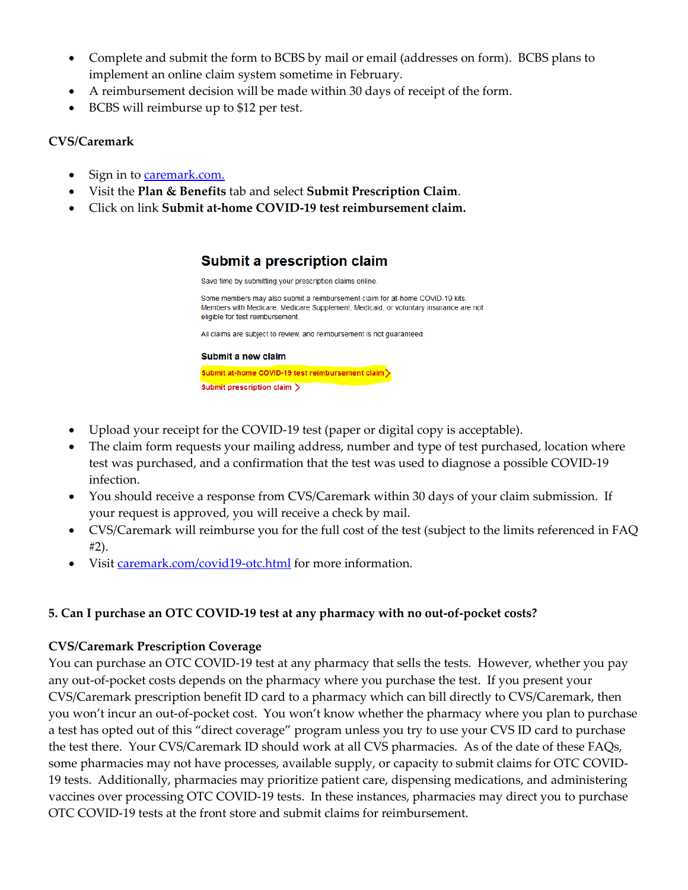- Complete and submit the form to BCBS by mail or email (addresses on form). BCBS plans to implement an online claim system sometime in February.
- A reimbursement decision will be made within 30 days of receipt of the form.
- BCBS will reimburse up to $12 per test.

**CVS/Caremark**

- Sign in to caremark.com.
- Visit the **Plan & Benefits** tab and select **Submit Prescription Claim**.
- Click on link **Submit at-home COVID-19 test reimbursement claim.**

**Submit a prescription claim**

Save time by submitting your prescription claims online.

Some members may also submit a reimbursement claim for at-home COVID-19 kits. Members with Medicare, Medicare Supplement, Medicaid, or voluntary insurance are not eligible for test reimbursement.

All claims are subject to review, and reimbursement is not guaranteed.

**Submit a new claim**

Submit at-home COVID-19 test reimbursement claim >

Submit prescription claim >

- Upload your receipt for the COVID-19 test (paper or digital copy is acceptable).
- The claim form requests your mailing address, number and type of test purchased, location where test was purchased, and a confirmation that the test was used to diagnose a possible COVID-19 infection.
- You should receive a response from CVS/Caremark within 30 days of your claim submission. If your request is approved, you will receive a check by mail.
- CVS/Caremark will reimburse you for the full cost of the test (subject to the limits referenced in FAQ #2).
- Visit caremark.com/covid19-otc.html for more information.

**5. Can I purchase an OTC COVID-19 test at any pharmacy with no out-of-pocket costs?**

**CVS/Caremark Prescription Coverage**

You can purchase an OTC COVID-19 test at any pharmacy that sells the tests. However, whether you pay any out-of-pocket costs depends on the pharmacy where you purchase the test. If you present your CVS/Caremark prescription benefit ID card to a pharmacy which can bill directly to CVS/Caremark, then you won't incur an out-of-pocket cost. You won't know whether the pharmacy where you plan to purchase a test has opted out of this "direct coverage" program unless you try to use your CVS ID card to purchase the test there. Your CVS/Caremark ID should work at all CVS pharmacies. As of the date of these FAQs, some pharmacies may not have processes, available supply, or capacity to submit claims for OTC COVID-19 tests. Additionally, pharmacies may prioritize patient care, dispensing medications, and administering vaccines over processing OTC COVID-19 tests. In these instances, pharmacies may direct you to purchase OTC COVID-19 tests at the front store and submit claims for reimbursement.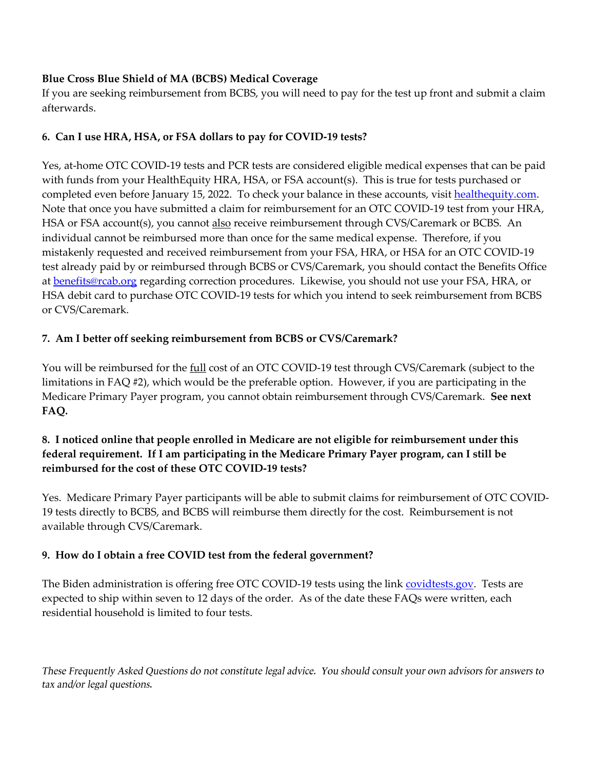**Blue Cross Blue Shield of MA (BCBS) Medical Coverage**
If you are seeking reimbursement from BCBS, you will need to pay for the test up front and submit a claim afterwards.

**6. Can I use HRA, HSA, or FSA dollars to pay for COVID-19 tests?**

Yes, at-home OTC COVID-19 tests and PCR tests are considered eligible medical expenses that can be paid with funds from your HealthEquity HRA, HSA, or FSA account(s). This is true for tests purchased or completed even before January 15, 2022. To check your balance in these accounts, visit [healthequity.com](healthequity.com). Note that once you have submitted a claim for reimbursement for an OTC COVID-19 test from your HRA, HSA or FSA account(s), you cannot also receive reimbursement through CVS/Caremark or BCBS. An individual cannot be reimbursed more than once for the same medical expense. Therefore, if you mistakenly requested and received reimbursement from your FSA, HRA, or HSA for an OTC COVID-19 test already paid by or reimbursed through BCBS or CVS/Caremark, you should contact the Benefits Office at [benefits@rcab.org](mailto:benefits@rcab.org) regarding correction procedures. Likewise, you should not use your FSA, HRA, or HSA debit card to purchase OTC COVID-19 tests for which you intend to seek reimbursement from BCBS or CVS/Caremark.

**7. Am I better off seeking reimbursement from BCBS or CVS/Caremark?**

You will be reimbursed for the full cost of an OTC COVID-19 test through CVS/Caremark (subject to the limitations in FAQ #2), which would be the preferable option. However, if you are participating in the Medicare Primary Payer program, you cannot obtain reimbursement through CVS/Caremark. **See next FAQ.**

**8. I noticed online that people enrolled in Medicare are not eligible for reimbursement under this federal requirement. If I am participating in the Medicare Primary Payer program, can I still be reimbursed for the cost of these OTC COVID-19 tests?**

Yes. Medicare Primary Payer participants will be able to submit claims for reimbursement of OTC COVID-19 tests directly to BCBS, and BCBS will reimburse them directly for the cost. Reimbursement is not available through CVS/Caremark.

**9. How do I obtain a free COVID test from the federal government?**

The Biden administration is offering free OTC COVID-19 tests using the link [covidtests.gov](covidtests.gov). Tests are expected to ship within seven to 12 days of the order. As of the date these FAQs were written, each residential household is limited to four tests.

*These Frequently Asked Questions do not constitute legal advice. You should consult your own advisors for answers to tax and/or legal questions.*